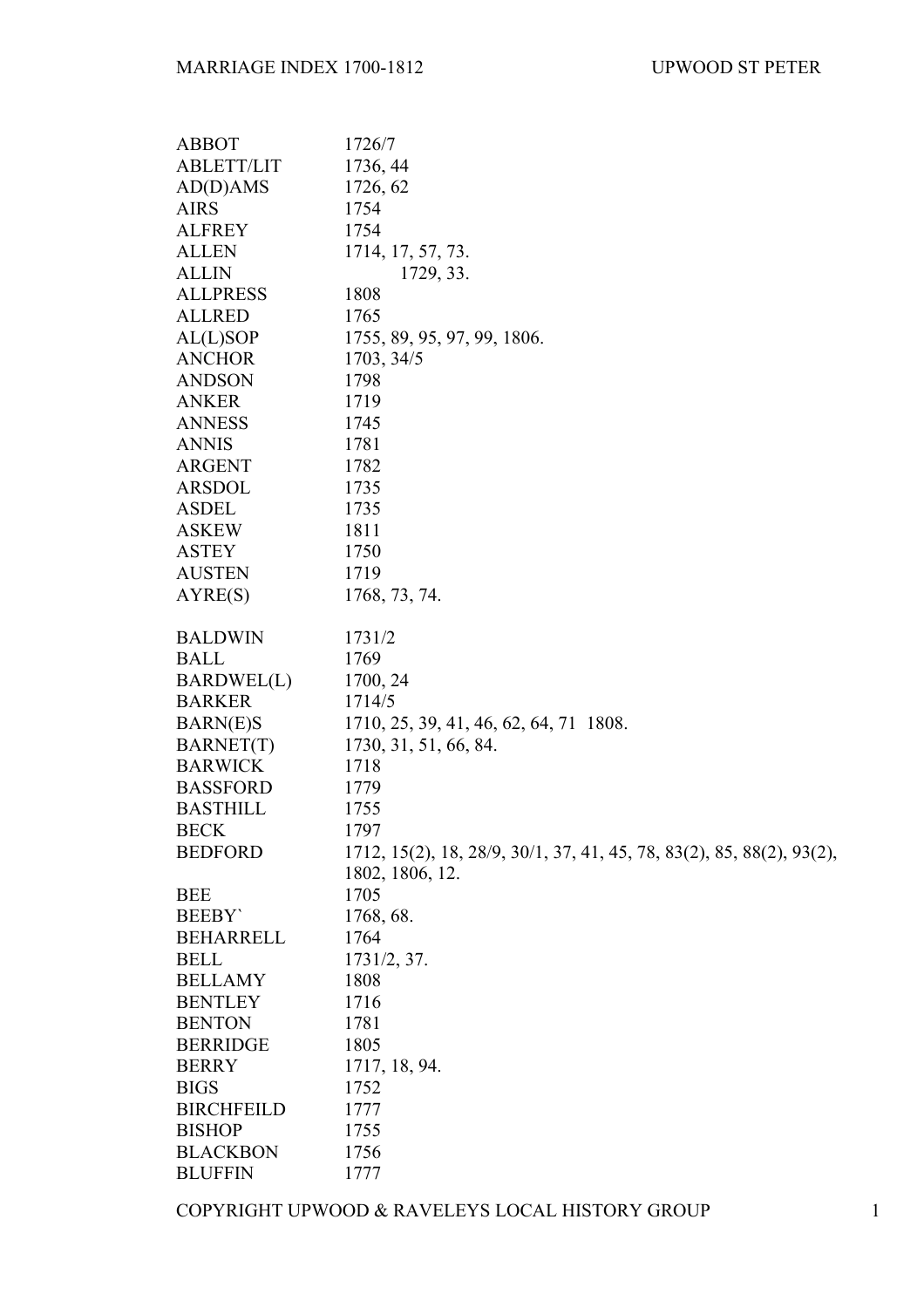| | |
|---|---|
| ABBOT | 1726/7 |
| ABLETT/LIT | 1736, 44 |
| AD(D)AMS | 1726, 62 |
| AIRS | 1754 |
| ALFREY | 1754 |
| ALLEN | 1714, 17, 57, 73. |
| ALLIN | 1729, 33. |
| ALLPRESS | 1808 |
| ALLRED | 1765 |
| AL(L)SOP | 1755, 89, 95, 97, 99, 1806. |
| ANCHOR | 1703, 34/5 |
| ANDSON | 1798 |
| ANKER | 1719 |
| ANNESS | 1745 |
| ANNIS | 1781 |
| ARGENT | 1782 |
| ARSDOL | 1735 |
| ASDEL | 1735 |
| ASKEW | 1811 |
| ASTEY | 1750 |
| AUSTEN | 1719 |
| AYRE(S) | 1768, 73, 74. |
| | |
| BALDWIN | 1731/2 |
| BALL | 1769 |
| BARDWEL(L) | 1700, 24 |
| BARKER | 1714/5 |
| BARN(E)S | 1710, 25, 39, 41, 46, 62, 64, 71 1808. |
| BARNET(T) | 1730, 31, 51, 66, 84. |
| BARWICK | 1718 |
| BASSFORD | 1779 |
| BASTHILL | 1755 |
| BECK | 1797 |
| BEDFORD | 1712, 15(2), 18, 28/9, 30/1, 37, 41, 45, 78, 83(2), 85, 88(2), 93(2), 1802, 1806, 12. |
| BEE | 1705 |
| BEEBY` | 1768, 68. |
| BEHARRELL | 1764 |
| BELL | 1731/2, 37. |
| BELLAMY | 1808 |
| BENTLEY | 1716 |
| BENTON | 1781 |
| BERRIDGE | 1805 |
| BERRY | 1717, 18, 94. |
| BIGS | 1752 |
| BIRCHFEILD | 1777 |
| BISHOP | 1755 |
| BLACKBON | 1756 |
| BLUFFIN | 1777 |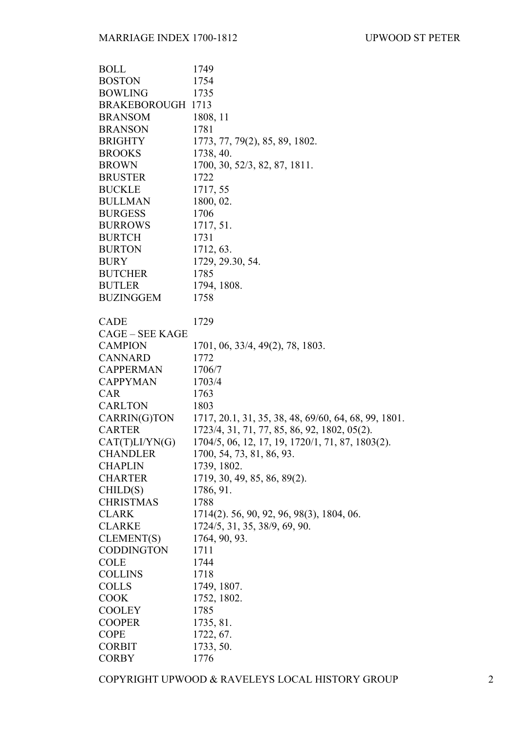| | |
|---|---|
| BOLL | 1749 |
| BOSTON | 1754 |
| BOWLING | 1735 |
| BRAKEBOROUGH | 1713 |
| BRANSOM | 1808, 11 |
| BRANSON | 1781 |
| BRIGHTY | 1773, 77, 79(2), 85, 89, 1802. |
| BROOKS | 1738, 40. |
| BROWN | 1700, 30, 52/3, 82, 87, 1811. |
| BRUSTER | 1722 |
| BUCKLE | 1717, 55 |
| BULLMAN | 1800, 02. |
| BURGESS | 1706 |
| BURROWS | 1717, 51. |
| BURTCH | 1731 |
| BURTON | 1712, 63. |
| BURY | 1729, 29.30, 54. |
| BUTCHER | 1785 |
| BUTLER | 1794, 1808. |
| BUZINGGEM | 1758 |

| | |
|---|---|
| CADE | 1729 |
| CAGE – SEE KAGE | |
| CAMPION | 1701, 06, 33/4, 49(2), 78, 1803. |
| CANNARD | 1772 |
| CAPPERMAN | 1706/7 |
| CAPPYMAN | 1703/4 |
| CAR | 1763 |
| CARLTON | 1803 |
| CARRIN(G)TON | 1717, 20.1, 31, 35, 38, 48, 69/60, 64, 68, 99, 1801. |
| CARTER | 1723/4, 31, 71, 77, 85, 86, 92, 1802, 05(2). |
| CAT(T)LI/YN(G) | 1704/5, 06, 12, 17, 19, 1720/1, 71, 87, 1803(2). |
| CHANDLER | 1700, 54, 73, 81, 86, 93. |
| CHAPLIN | 1739, 1802. |
| CHARTER | 1719, 30, 49, 85, 86, 89(2). |
| CHILD(S) | 1786, 91. |
| CHRISTMAS | 1788 |
| CLARK | 1714(2). 56, 90, 92, 96, 98(3), 1804, 06. |
| CLARKE | 1724/5, 31, 35, 38/9, 69, 90. |
| CLEMENT(S) | 1764, 90, 93. |
| CODDINGTON | 1711 |
| COLE | 1744 |
| COLLINS | 1718 |
| COLLS | 1749, 1807. |
| COOK | 1752, 1802. |
| COOLEY | 1785 |
| COOPER | 1735, 81. |
| COPE | 1722, 67. |
| CORBIT | 1733, 50. |
| CORBY | 1776 |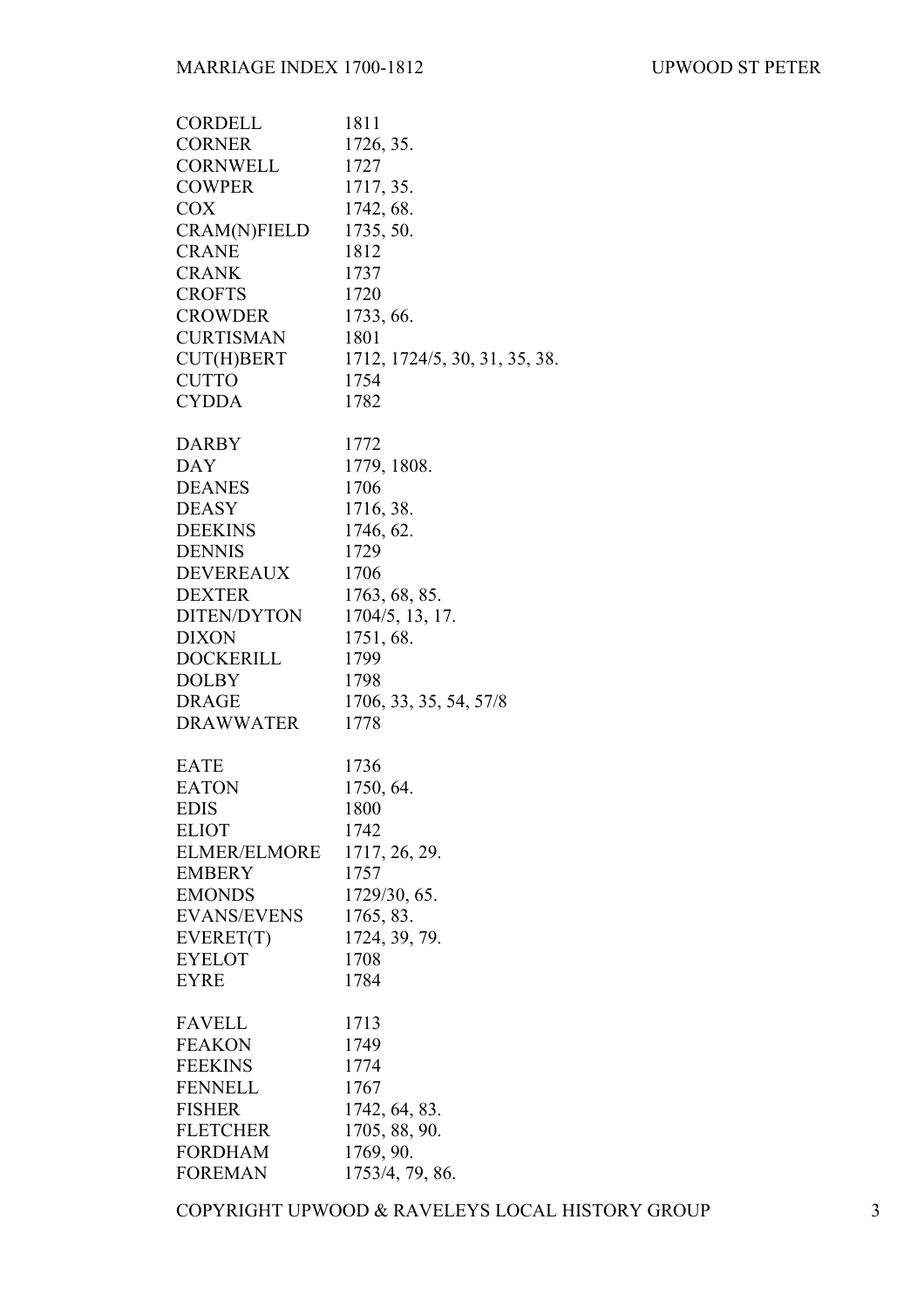| | |
|---|---|
| CORDELL | 1811 |
| CORNER | 1726, 35. |
| CORNWELL | 1727 |
| COWPER | 1717, 35. |
| COX | 1742, 68. |
| CRAM(N)FIELD | 1735, 50. |
| CRANE | 1812 |
| CRANK | 1737 |
| CROFTS | 1720 |
| CROWDER | 1733, 66. |
| CURTISMAN | 1801 |
| CUT(H)BERT | 1712, 1724/5, 30, 31, 35, 38. |
| CUTTO | 1754 |
| CYDDA | 1782 |
| | |
| DARBY | 1772 |
| DAY | 1779, 1808. |
| DEANES | 1706 |
| DEASY | 1716, 38. |
| DEEKINS | 1746, 62. |
| DENNIS | 1729 |
| DEVEREAUX | 1706 |
| DEXTER | 1763, 68, 85. |
| DITEN/DYTON | 1704/5, 13, 17. |
| DIXON | 1751, 68. |
| DOCKERILL | 1799 |
| DOLBY | 1798 |
| DRAGE | 1706, 33, 35, 54, 57/8 |
| DRAWWATER | 1778 |
| | |
| EATE | 1736 |
| EATON | 1750, 64. |
| EDIS | 1800 |
| ELIOT | 1742 |
| ELMER/ELMORE | 1717, 26, 29. |
| EMBERY | 1757 |
| EMONDS | 1729/30, 65. |
| EVANS/EVENS | 1765, 83. |
| EVERET(T) | 1724, 39, 79. |
| EYELOT | 1708 |
| EYRE | 1784 |
| | |
| FAVELL | 1713 |
| FEAKON | 1749 |
| FEEKINS | 1774 |
| FENNELL | 1767 |
| FISHER | 1742, 64, 83. |
| FLETCHER | 1705, 88, 90. |
| FORDHAM | 1769, 90. |
| FOREMAN | 1753/4, 79, 86. |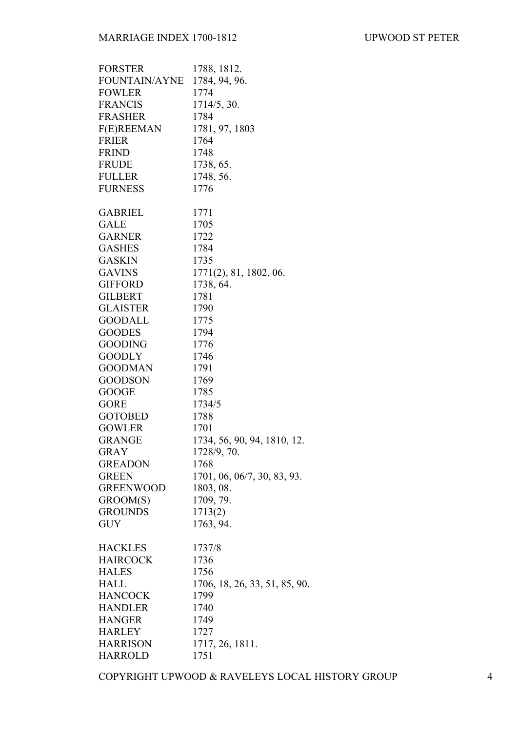| | |
|---|---|
| FORSTER | 1788, 1812. |
| FOUNTAIN/AYNE | 1784, 94, 96. |
| FOWLER | 1774 |
| FRANCIS | 1714/5, 30. |
| FRASHER | 1784 |
| F(E)REEMAN | 1781, 97, 1803 |
| FRIER | 1764 |
| FRIND | 1748 |
| FRUDE | 1738, 65. |
| FULLER | 1748, 56. |
| FURNESS | 1776 |
| | |
| GABRIEL | 1771 |
| GALE | 1705 |
| GARNER | 1722 |
| GASHES | 1784 |
| GASKIN | 1735 |
| GAVINS | 1771(2), 81, 1802, 06. |
| GIFFORD | 1738, 64. |
| GILBERT | 1781 |
| GLAISTER | 1790 |
| GOODALL | 1775 |
| GOODES | 1794 |
| GOODING | 1776 |
| GOODLY | 1746 |
| GOODMAN | 1791 |
| GOODSON | 1769 |
| GOOGE | 1785 |
| GORE | 1734/5 |
| GOTOBED | 1788 |
| GOWLER | 1701 |
| GRANGE | 1734, 56, 90, 94, 1810, 12. |
| GRAY | 1728/9, 70. |
| GREADON | 1768 |
| GREEN | 1701, 06, 06/7, 30, 83, 93. |
| GREENWOOD | 1803, 08. |
| GROOM(S) | 1709, 79. |
| GROUNDS | 1713(2) |
| GUY | 1763, 94. |
| | |
| HACKLES | 1737/8 |
| HAIRCOCK | 1736 |
| HALES | 1756 |
| HALL | 1706, 18, 26, 33, 51, 85, 90. |
| HANCOCK | 1799 |
| HANDLER | 1740 |
| HANGER | 1749 |
| HARLEY | 1727 |
| HARRISON | 1717, 26, 1811. |
| HARROLD | 1751 |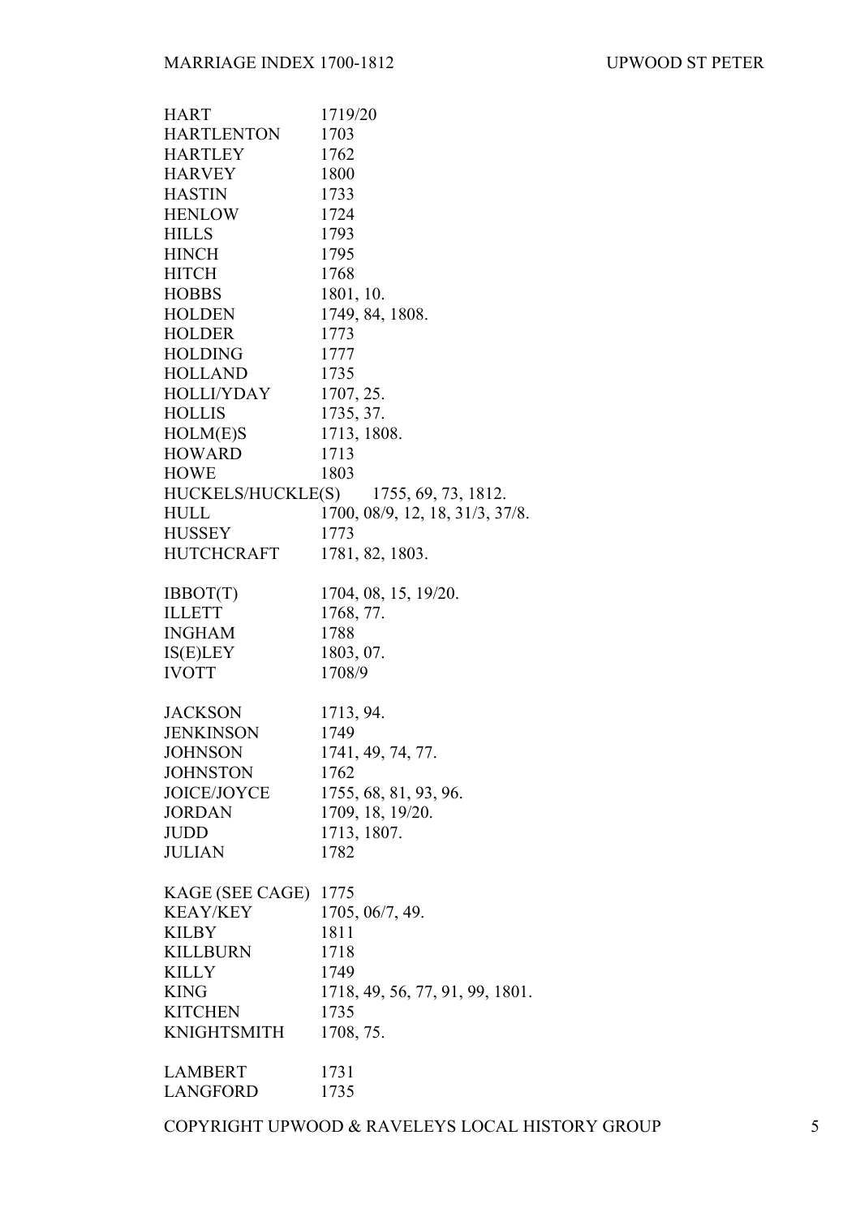| | |
|---|---|
| HART | 1719/20 |
| HARTLENTON | 1703 |
| HARTLEY | 1762 |
| HARVEY | 1800 |
| HASTIN | 1733 |
| HENLOW | 1724 |
| HILLS | 1793 |
| HINCH | 1795 |
| HITCH | 1768 |
| HOBBS | 1801, 10. |
| HOLDEN | 1749, 84, 1808. |
| HOLDER | 1773 |
| HOLDING | 1777 |
| HOLLAND | 1735 |
| HOLLI/YDAY | 1707, 25. |
| HOLLIS | 1735, 37. |
| HOLM(E)S | 1713, 1808. |
| HOWARD | 1713 |
| HOWE | 1803 |
| HUCKELS/HUCKLE(S) | 1755, 69, 73, 1812. |
| HULL | 1700, 08/9, 12, 18, 31/3, 37/8. |
| HUSSEY | 1773 |
| HUTCHCRAFT | 1781, 82, 1803. |
| | |
| IBBOT(T) | 1704, 08, 15, 19/20. |
| ILLETT | 1768, 77. |
| INGHAM | 1788 |
| IS(E)LEY | 1803, 07. |
| IVOTT | 1708/9 |
| | |
| JACKSON | 1713, 94. |
| JENKINSON | 1749 |
| JOHNSON | 1741, 49, 74, 77. |
| JOHNSTON | 1762 |
| JOICE/JOYCE | 1755, 68, 81, 93, 96. |
| JORDAN | 1709, 18, 19/20. |
| JUDD | 1713, 1807. |
| JULIAN | 1782 |
| | |
| KAGE (SEE CAGE) | 1775 |
| KEAY/KEY | 1705, 06/7, 49. |
| KILBY | 1811 |
| KILLBURN | 1718 |
| KILLY | 1749 |
| KING | 1718, 49, 56, 77, 91, 99, 1801. |
| KITCHEN | 1735 |
| KNIGHTSMITH | 1708, 75. |
| | |
| LAMBERT | 1731 |
| LANGFORD | 1735 |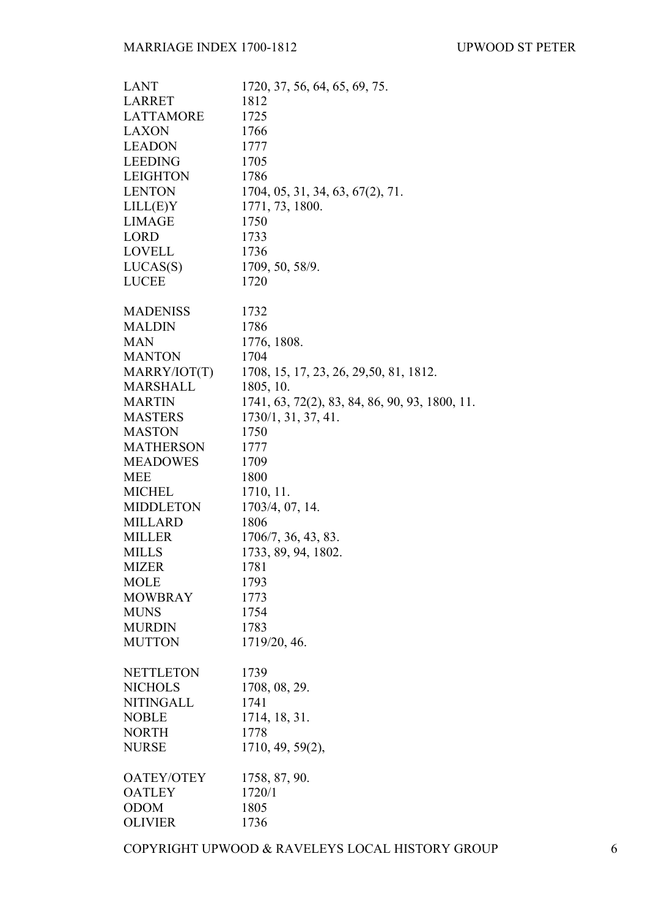| | |
|---|---|
| LANT | 1720, 37, 56, 64, 65, 69, 75. |
| LARRET | 1812 |
| LATTAMORE | 1725 |
| LAXON | 1766 |
| LEADON | 1777 |
| LEEDING | 1705 |
| LEIGHTON | 1786 |
| LENTON | 1704, 05, 31, 34, 63, 67(2), 71. |
| LILL(E)Y | 1771, 73, 1800. |
| LIMAGE | 1750 |
| LORD | 1733 |
| LOVELL | 1736 |
| LUCAS(S) | 1709, 50, 58/9. |
| LUCEE | 1720 |
| | |
| MADENISS | 1732 |
| MALDIN | 1786 |
| MAN | 1776, 1808. |
| MANTON | 1704 |
| MARRY/IOT(T) | 1708, 15, 17, 23, 26, 29,50, 81, 1812. |
| MARSHALL | 1805, 10. |
| MARTIN | 1741, 63, 72(2), 83, 84, 86, 90, 93, 1800, 11. |
| MASTERS | 1730/1, 31, 37, 41. |
| MASTON | 1750 |
| MATHERSON | 1777 |
| MEADOWES | 1709 |
| MEE | 1800 |
| MICHEL | 1710, 11. |
| MIDDLETON | 1703/4, 07, 14. |
| MILLARD | 1806 |
| MILLER | 1706/7, 36, 43, 83. |
| MILLS | 1733, 89, 94, 1802. |
| MIZER | 1781 |
| MOLE | 1793 |
| MOWBRAY | 1773 |
| MUNS | 1754 |
| MURDIN | 1783 |
| MUTTON | 1719/20, 46. |
| | |
| NETTLETON | 1739 |
| NICHOLS | 1708, 08, 29. |
| NITINGALL | 1741 |
| NOBLE | 1714, 18, 31. |
| NORTH | 1778 |
| NURSE | 1710, 49, 59(2), |
| | |
| OATEY/OTEY | 1758, 87, 90. |
| OATLEY | 1720/1 |
| ODOM | 1805 |
| OLIVIER | 1736 |

COPYRIGHT UPWOOD & RAVELEYS LOCAL HISTORY GROUP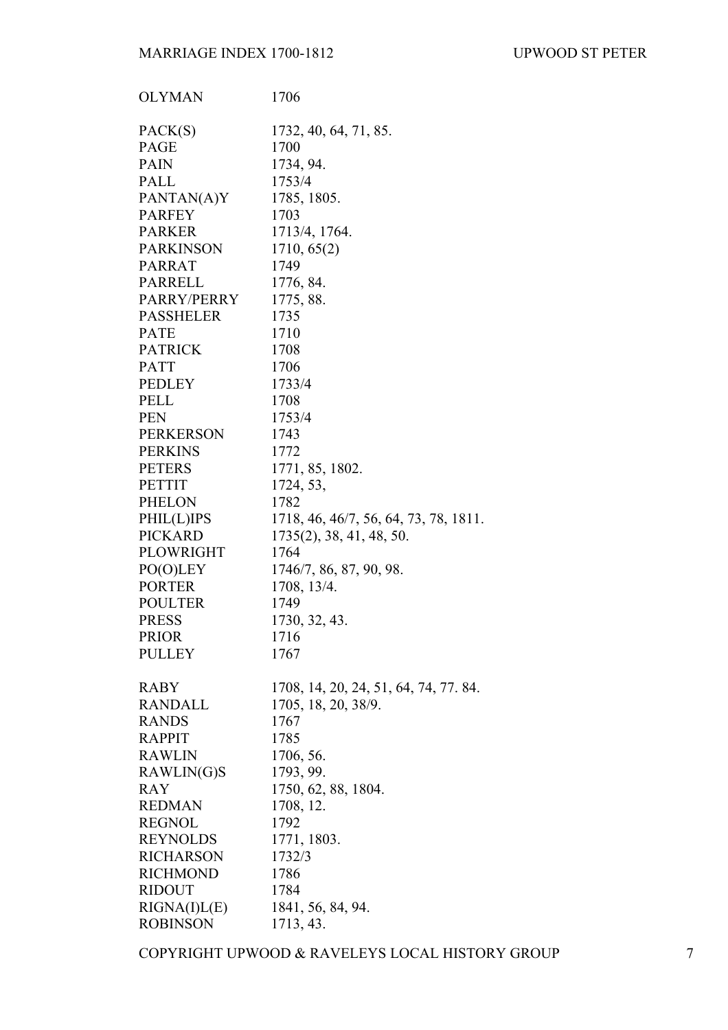| | |
|---|---|
| OLYMAN | 1706 |
| PACK(S) | 1732, 40, 64, 71, 85. |
| PAGE | 1700 |
| PAIN | 1734, 94. |
| PALL | 1753/4 |
| PANTAN(A)Y | 1785, 1805. |
| PARFEY | 1703 |
| PARKER | 1713/4, 1764. |
| PARKINSON | 1710, 65(2) |
| PARRAT | 1749 |
| PARRELL | 1776, 84. |
| PARRY/PERRY | 1775, 88. |
| PASSHELER | 1735 |
| PATE | 1710 |
| PATRICK | 1708 |
| PATT | 1706 |
| PEDLEY | 1733/4 |
| PELL | 1708 |
| PEN | 1753/4 |
| PERKERSON | 1743 |
| PERKINS | 1772 |
| PETERS | 1771, 85, 1802. |
| PETTIT | 1724, 53, |
| PHELON | 1782 |
| PHIL(L)IPS | 1718, 46, 46/7, 56, 64, 73, 78, 1811. |
| PICKARD | 1735(2), 38, 41, 48, 50. |
| PLOWRIGHT | 1764 |
| PO(O)LEY | 1746/7, 86, 87, 90, 98. |
| PORTER | 1708, 13/4. |
| POULTER | 1749 |
| PRESS | 1730, 32, 43. |
| PRIOR | 1716 |
| PULLEY | 1767 |
| RABY | 1708, 14, 20, 24, 51, 64, 74, 77. 84. |
| RANDALL | 1705, 18, 20, 38/9. |
| RANDS | 1767 |
| RAPPIT | 1785 |
| RAWLIN | 1706, 56. |
| RAWLIN(G)S | 1793, 99. |
| RAY | 1750, 62, 88, 1804. |
| REDMAN | 1708, 12. |
| REGNOL | 1792 |
| REYNOLDS | 1771, 1803. |
| RICHARSON | 1732/3 |
| RICHMOND | 1786 |
| RIDOUT | 1784 |
| RIGNA(I)L(E) | 1841, 56, 84, 94. |
| ROBINSON | 1713, 43. |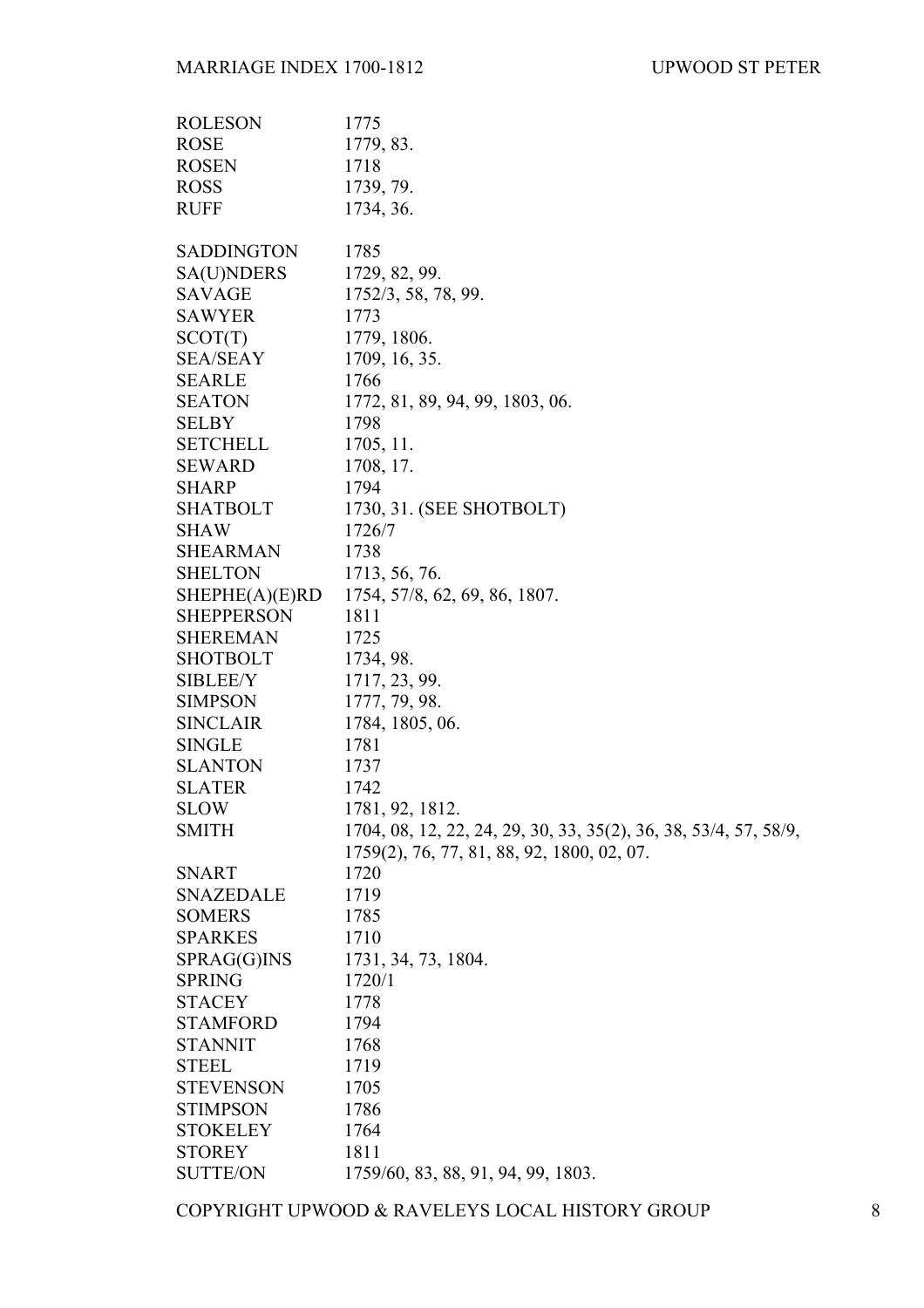| | |
|---|---|
| ROLESON | 1775 |
| ROSE | 1779, 83. |
| ROSEN | 1718 |
| ROSS | 1739, 79. |
| RUFF | 1734, 36. |
| | |
| SADDINGTON | 1785 |
| SA(U)NDERS | 1729, 82, 99. |
| SAVAGE | 1752/3, 58, 78, 99. |
| SAWYER | 1773 |
| SCOT(T) | 1779, 1806. |
| SEA/SEAY | 1709, 16, 35. |
| SEARLE | 1766 |
| SEATON | 1772, 81, 89, 94, 99, 1803, 06. |
| SELBY | 1798 |
| SETCHELL | 1705, 11. |
| SEWARD | 1708, 17. |
| SHARP | 1794 |
| SHATBOLT | 1730, 31. (SEE SHOTBOLT) |
| SHAW | 1726/7 |
| SHEARMAN | 1738 |
| SHELTON | 1713, 56, 76. |
| SHEPHE(A)(E)RD | 1754, 57/8, 62, 69, 86, 1807. |
| SHEPPERSON | 1811 |
| SHEREMAN | 1725 |
| SHOTBOLT | 1734, 98. |
| SIBLEE/Y | 1717, 23, 99. |
| SIMPSON | 1777, 79, 98. |
| SINCLAIR | 1784, 1805, 06. |
| SINGLE | 1781 |
| SLANTON | 1737 |
| SLATER | 1742 |
| SLOW | 1781, 92, 1812. |
| SMITH | 1704, 08, 12, 22, 24, 29, 30, 33, 35(2), 36, 38, 53/4, 57, 58/9, 1759(2), 76, 77, 81, 88, 92, 1800, 02, 07. |
| SNART | 1720 |
| SNAZEDALE | 1719 |
| SOMERS | 1785 |
| SPARKES | 1710 |
| SPRAG(G)INS | 1731, 34, 73, 1804. |
| SPRING | 1720/1 |
| STACEY | 1778 |
| STAMFORD | 1794 |
| STANNIT | 1768 |
| STEEL | 1719 |
| STEVENSON | 1705 |
| STIMPSON | 1786 |
| STOKELEY | 1764 |
| STOREY | 1811 |
| SUTTE/ON | 1759/60, 83, 88, 91, 94, 99, 1803. |

COPYRIGHT UPWOOD & RAVELEYS LOCAL HISTORY GROUP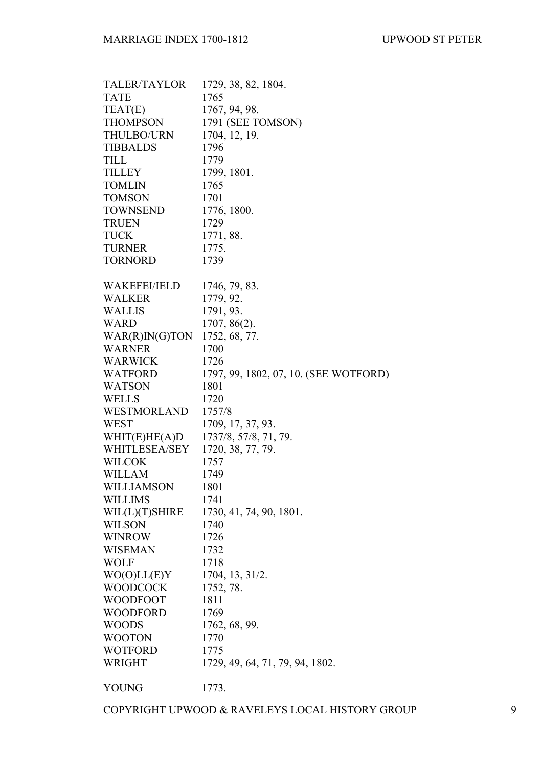| | |
|---|---|
| TALER/TAYLOR | 1729, 38, 82, 1804. |
| TATE | 1765 |
| TEAT(E) | 1767, 94, 98. |
| THOMPSON | 1791 (SEE TOMSON) |
| THULBO/URN | 1704, 12, 19. |
| TIBBALDS | 1796 |
| TILL | 1779 |
| TILLEY | 1799, 1801. |
| TOMLIN | 1765 |
| TOMSON | 1701 |
| TOWNSEND | 1776, 1800. |
| TRUEN | 1729 |
| TUCK | 1771, 88. |
| TURNER | 1775. |
| TORNORD | 1739 |
| | |
| WAKEFEI/IELD | 1746, 79, 83. |
| WALKER | 1779, 92. |
| WALLIS | 1791, 93. |
| WARD | 1707, 86(2). |
| WAR(R)IN(G)TON | 1752, 68, 77. |
| WARNER | 1700 |
| WARWICK | 1726 |
| WATFORD | 1797, 99, 1802, 07, 10. (SEE WOTFORD) |
| WATSON | 1801 |
| WELLS | 1720 |
| WESTMORLAND | 1757/8 |
| WEST | 1709, 17, 37, 93. |
| WHIT(E)HE(A)D | 1737/8, 57/8, 71, 79. |
| WHITLESEA/SEY | 1720, 38, 77, 79. |
| WILCOK | 1757 |
| WILLAM | 1749 |
| WILLIAMSON | 1801 |
| WILLIMS | 1741 |
| WIL(L)(T)SHIRE | 1730, 41, 74, 90, 1801. |
| WILSON | 1740 |
| WINROW | 1726 |
| WISEMAN | 1732 |
| WOLF | 1718 |
| WO(O)LL(E)Y | 1704, 13, 31/2. |
| WOODCOCK | 1752, 78. |
| WOODFOOT | 1811 |
| WOODFORD | 1769 |
| WOODS | 1762, 68, 99. |
| WOOTON | 1770 |
| WOTFORD | 1775 |
| WRIGHT | 1729, 49, 64, 71, 79, 94, 1802. |
| | |
| YOUNG | 1773. |

COPYRIGHT UPWOOD & RAVELEYS LOCAL HISTORY GROUP